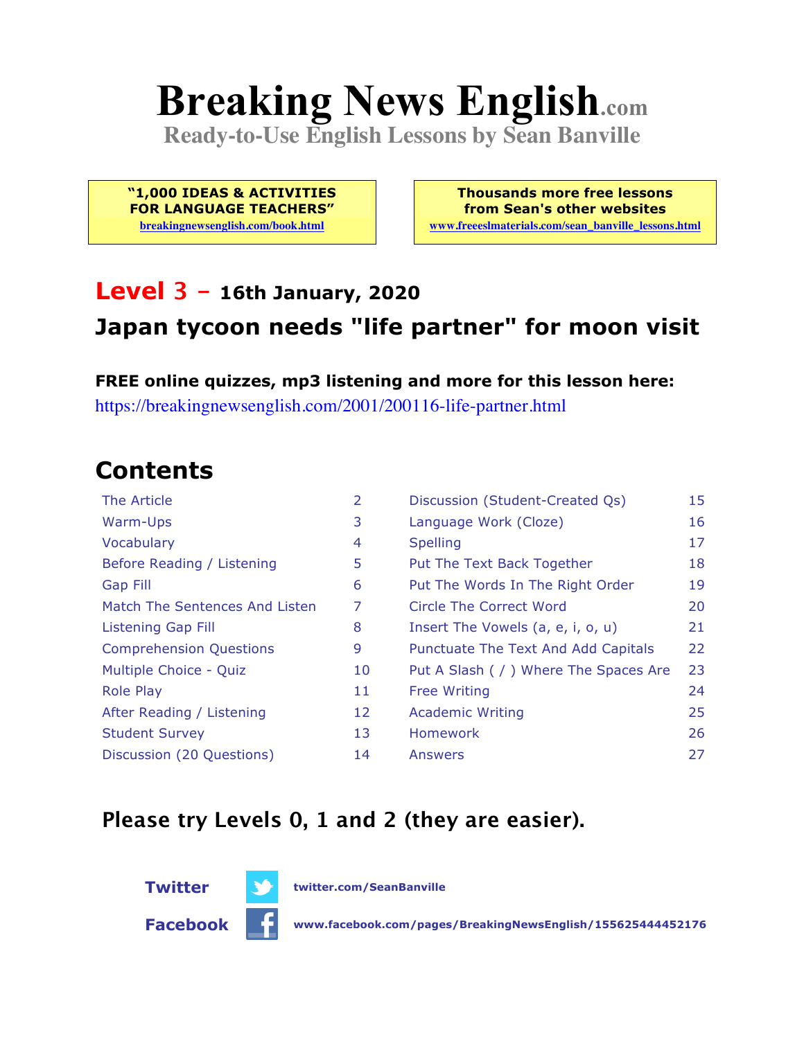# Breaking News English.com

**Ready-to-Use English Lessons by Sean Banville**

| "1,000 IDEAS & ACTIVITIES FOR LANGUAGE TEACHERS" breakingnewsenglish.com/book.html | Thousands more free lessons from Sean's other websites www.freeeslmaterials.com/sean_banville_lessons.html |
|---|---|

## Level 3 – 16th January, 2020

## Japan tycoon needs "life partner" for moon visit

**FREE online quizzes, mp3 listening and more for this lesson here:**
https://breakingnewsenglish.com/2001/200116-life-partner.html

## Contents

| | | | |
|---|---|---|---|
| The Article | 2 | Discussion (Student-Created Qs) | 15 |
| Warm-Ups | 3 | Language Work (Cloze) | 16 |
| Vocabulary | 4 | Spelling | 17 |
| Before Reading / Listening | 5 | Put The Text Back Together | 18 |
| Gap Fill | 6 | Put The Words In The Right Order | 19 |
| Match The Sentences And Listen | 7 | Circle The Correct Word | 20 |
| Listening Gap Fill | 8 | Insert The Vowels (a, e, i, o, u) | 21 |
| Comprehension Questions | 9 | Punctuate The Text And Add Capitals | 22 |
| Multiple Choice - Quiz | 10 | Put A Slash ( / ) Where The Spaces Are | 23 |
| Role Play | 11 | Free Writing | 24 |
| After Reading / Listening | 12 | Academic Writing | 25 |
| Student Survey | 13 | Homework | 26 |
| Discussion (20 Questions) | 14 | Answers | 27 |

**Please try Levels 0, 1 and 2 (they are easier).**

**Twitter** twitter.com/SeanBanville

**Facebook** www.facebook.com/pages/BreakingNewsEnglish/155625444452176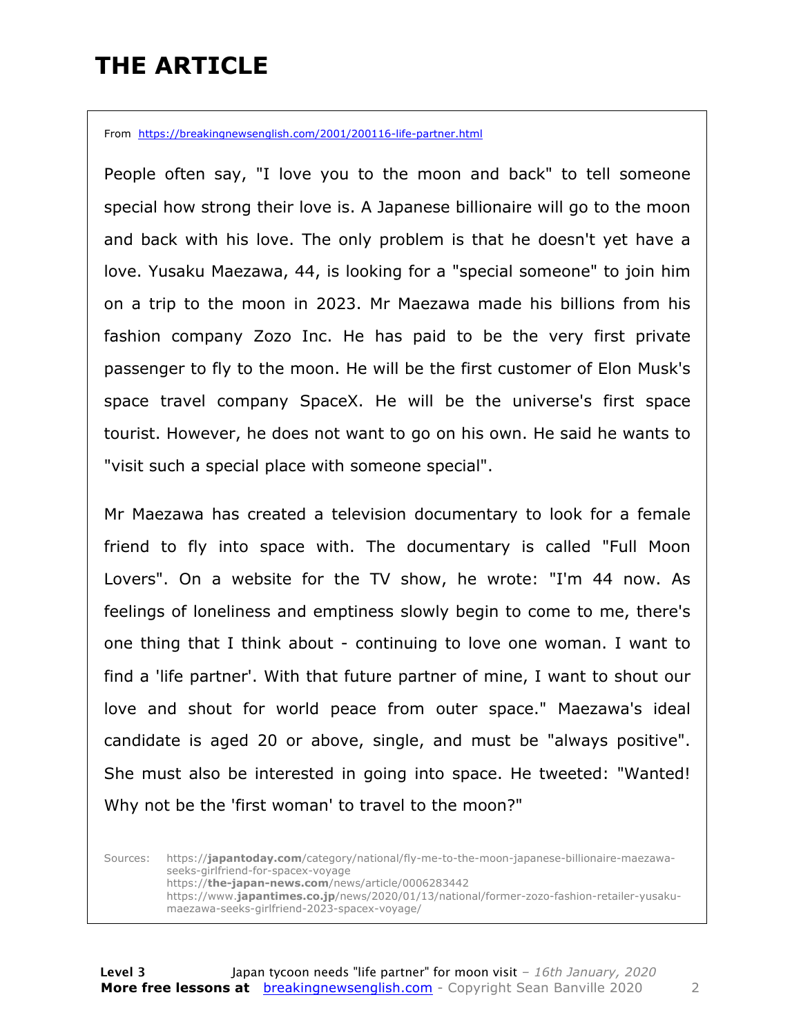# THE ARTICLE

From https://breakingnewsenglish.com/2001/200116-life-partner.html

People often say, "I love you to the moon and back" to tell someone special how strong their love is. A Japanese billionaire will go to the moon and back with his love. The only problem is that he doesn't yet have a love. Yusaku Maezawa, 44, is looking for a "special someone" to join him on a trip to the moon in 2023. Mr Maezawa made his billions from his fashion company Zozo Inc. He has paid to be the very first private passenger to fly to the moon. He will be the first customer of Elon Musk's space travel company SpaceX. He will be the universe's first space tourist. However, he does not want to go on his own. He said he wants to "visit such a special place with someone special".

Mr Maezawa has created a television documentary to look for a female friend to fly into space with. The documentary is called "Full Moon Lovers". On a website for the TV show, he wrote: "I'm 44 now. As feelings of loneliness and emptiness slowly begin to come to me, there's one thing that I think about - continuing to love one woman. I want to find a 'life partner'. With that future partner of mine, I want to shout our love and shout for world peace from outer space." Maezawa's ideal candidate is aged 20 or above, single, and must be "always positive". She must also be interested in going into space. He tweeted: "Wanted! Why not be the 'first woman' to travel to the moon?"

Sources: https://japantoday.com/category/national/fly-me-to-the-moon-japanese-billionaire-maezawa-seeks-girlfriend-for-spacex-voyage
https://the-japan-news.com/news/article/0006283442
https://www.japantimes.co.jp/news/2020/01/13/national/former-zozo-fashion-retailer-yusaku-maezawa-seeks-girlfriend-2023-spacex-voyage/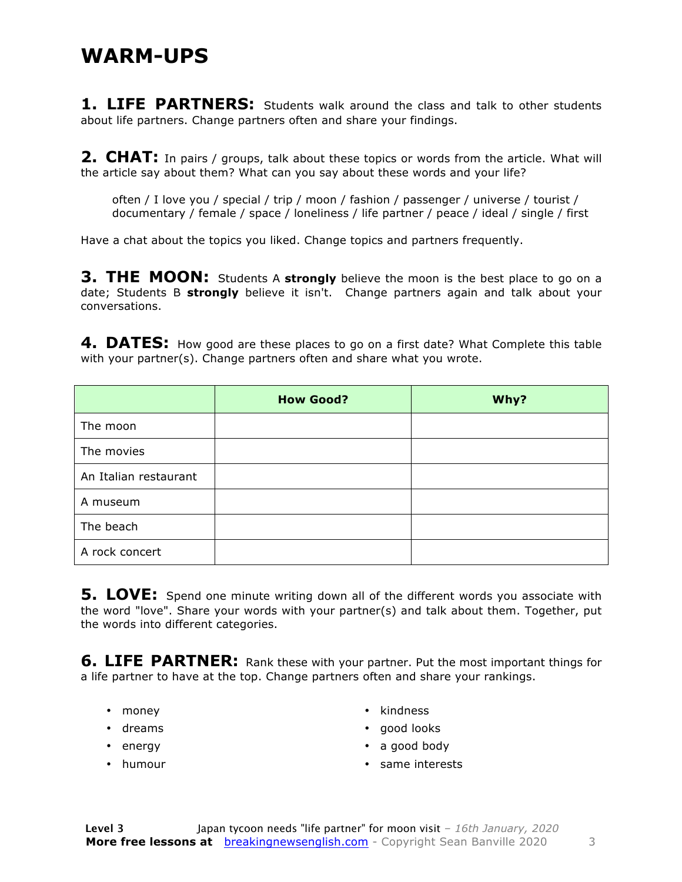# WARM-UPS

**1. LIFE PARTNERS:** Students walk around the class and talk to other students about life partners. Change partners often and share your findings.

**2. CHAT:** In pairs / groups, talk about these topics or words from the article. What will the article say about them? What can you say about these words and your life?

often / I love you / special / trip / moon / fashion / passenger / universe / tourist / documentary / female / space / loneliness / life partner / peace / ideal / single / first

Have a chat about the topics you liked. Change topics and partners frequently.

**3. THE MOON:** Students A **strongly** believe the moon is the best place to go on a date; Students B **strongly** believe it isn't. Change partners again and talk about your conversations.

**4. DATES:** How good are these places to go on a first date? What Complete this table with your partner(s). Change partners often and share what you wrote.

| | How Good? | Why? |
|---|---|---|
| The moon | | |
| The movies | | |
| An Italian restaurant | | |
| A museum | | |
| The beach | | |
| A rock concert | | |

**5. LOVE:** Spend one minute writing down all of the different words you associate with the word "love". Share your words with your partner(s) and talk about them. Together, put the words into different categories.

**6. LIFE PARTNER:** Rank these with your partner. Put the most important things for a life partner to have at the top. Change partners often and share your rankings.

- money
- dreams
- energy
- humour
- kindness
- good looks
- a good body
- same interests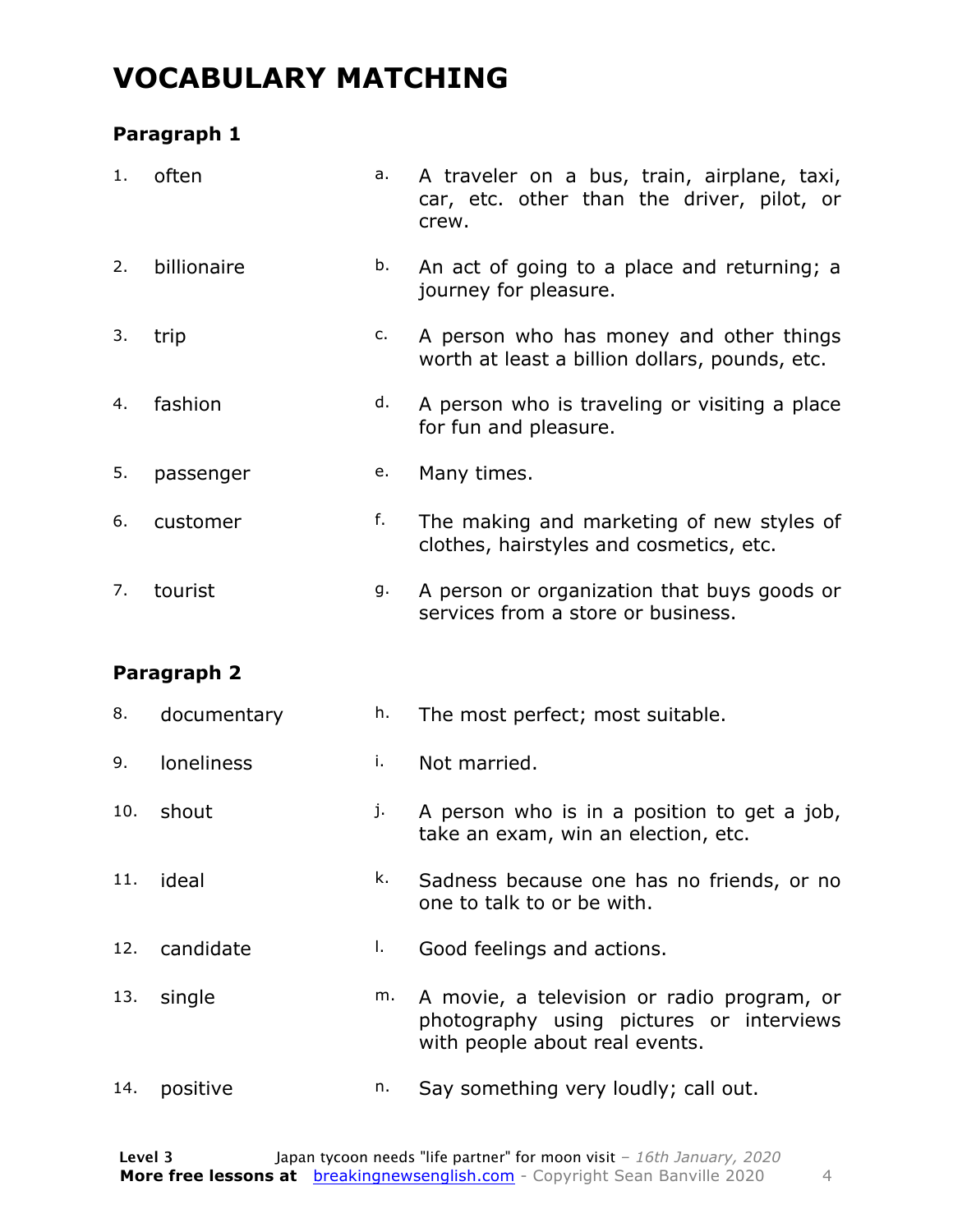# VOCABULARY MATCHING

### Paragraph 1

| | | | |
|---|---|---|---|
| 1. | often | a. | A traveler on a bus, train, airplane, taxi, car, etc. other than the driver, pilot, or crew. |
| 2. | billionaire | b. | An act of going to a place and returning; a journey for pleasure. |
| 3. | trip | c. | A person who has money and other things worth at least a billion dollars, pounds, etc. |
| 4. | fashion | d. | A person who is traveling or visiting a place for fun and pleasure. |
| 5. | passenger | e. | Many times. |
| 6. | customer | f. | The making and marketing of new styles of clothes, hairstyles and cosmetics, etc. |
| 7. | tourist | g. | A person or organization that buys goods or services from a store or business. |

### Paragraph 2

| | | | |
|---|---|---|---|
| 8. | documentary | h. | The most perfect; most suitable. |
| 9. | loneliness | i. | Not married. |
| 10. | shout | j. | A person who is in a position to get a job, take an exam, win an election, etc. |
| 11. | ideal | k. | Sadness because one has no friends, or no one to talk to or be with. |
| 12. | candidate | l. | Good feelings and actions. |
| 13. | single | m. | A movie, a television or radio program, or photography using pictures or interviews with people about real events. |
| 14. | positive | n. | Say something very loudly; call out. |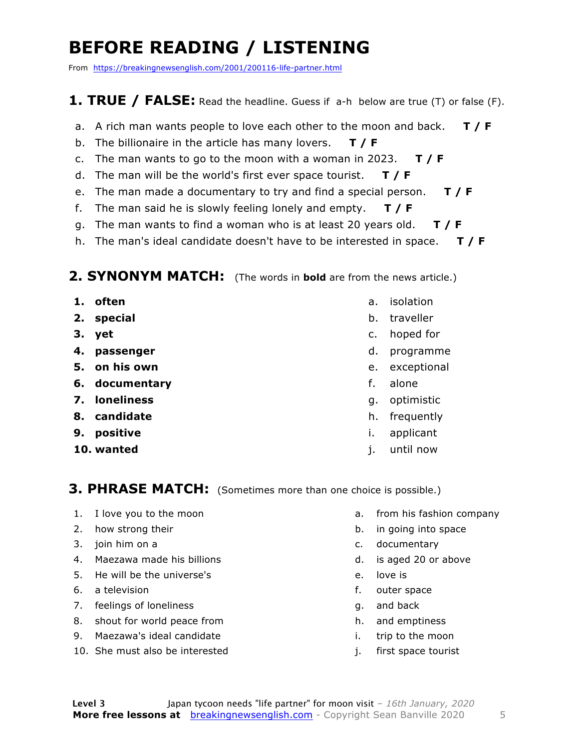# BEFORE READING / LISTENING

From https://breakingnewsenglish.com/2001/200116-life-partner.html

## 1. TRUE / FALSE: Read the headline. Guess if a-h below are true (T) or false (F).

a. A rich man wants people to love each other to the moon and back. **T / F**
b. The billionaire in the article has many lovers. **T / F**
c. The man wants to go to the moon with a woman in 2023. **T / F**
d. The man will be the world's first ever space tourist. **T / F**
e. The man made a documentary to try and find a special person. **T / F**
f. The man said he is slowly feeling lonely and empty. **T / F**
g. The man wants to find a woman who is at least 20 years old. **T / F**
h. The man's ideal candidate doesn't have to be interested in space. **T / F**

## 2. SYNONYM MATCH: (The words in **bold** are from the news article.)

1. **often**
2. **special**
3. **yet**
4. **passenger**
5. **on his own**
6. **documentary**
7. **loneliness**
8. **candidate**
9. **positive**
10. **wanted**

a. isolation
b. traveller
c. hoped for
d. programme
e. exceptional
f. alone
g. optimistic
h. frequently
i. applicant
j. until now

## 3. PHRASE MATCH: (Sometimes more than one choice is possible.)

1. I love you to the moon
2. how strong their
3. join him on a
4. Maezawa made his billions
5. He will be the universe's
6. a television
7. feelings of loneliness
8. shout for world peace from
9. Maezawa's ideal candidate
10. She must also be interested

a. from his fashion company
b. in going into space
c. documentary
d. is aged 20 or above
e. love is
f. outer space
g. and back
h. and emptiness
i. trip to the moon
j. first space tourist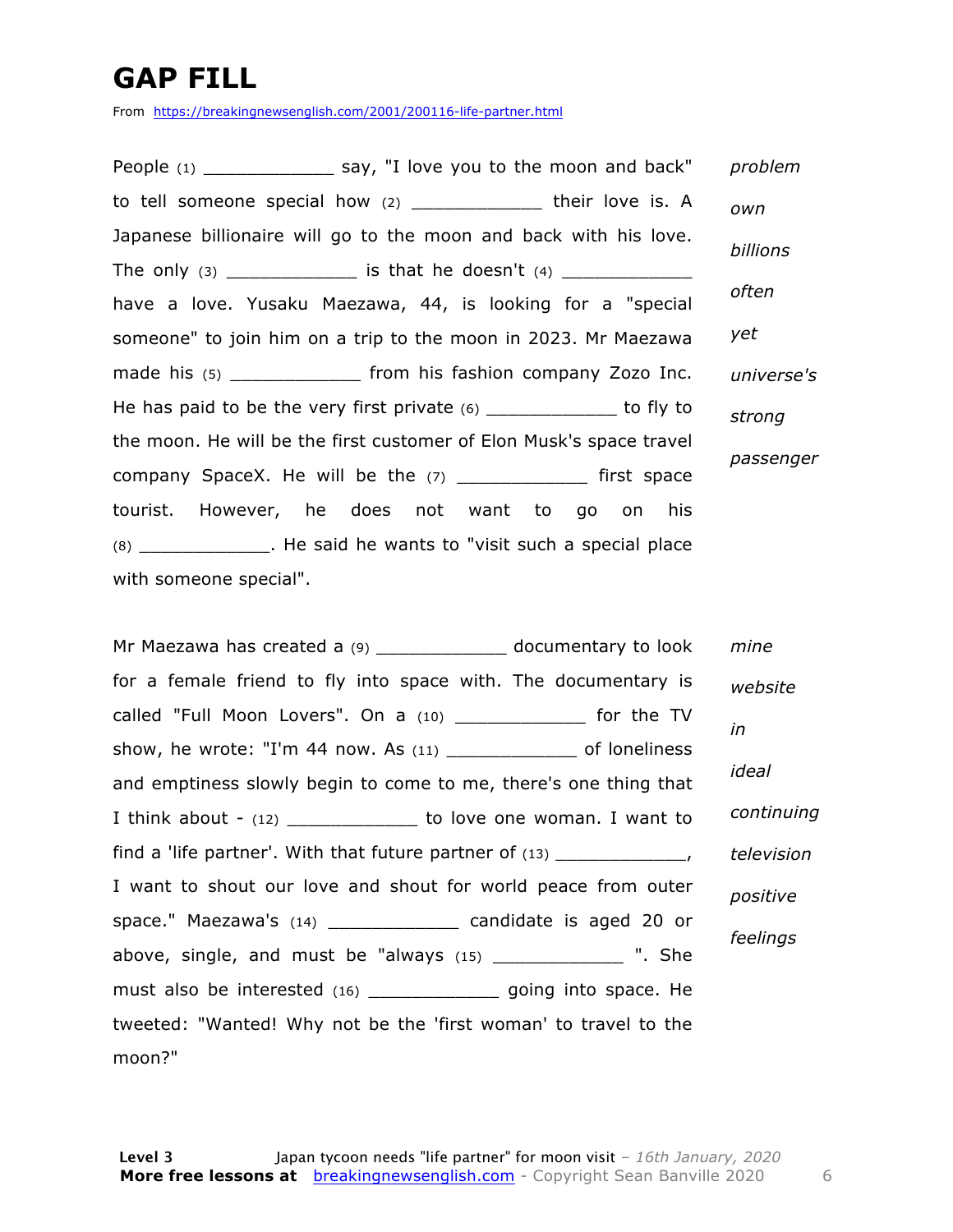# GAP FILL

From https://breakingnewsenglish.com/2001/200116-life-partner.html

People (1) ____________ say, "I love you to the moon and back" to tell someone special how (2) ____________ their love is. A Japanese billionaire will go to the moon and back with his love. The only (3) ____________ is that he doesn't (4) ____________ have a love. Yusaku Maezawa, 44, is looking for a "special someone" to join him on a trip to the moon in 2023. Mr Maezawa made his (5) ____________ from his fashion company Zozo Inc. He has paid to be the very first private (6) ____________ to fly to the moon. He will be the first customer of Elon Musk's space travel company SpaceX. He will be the (7) ____________ first space tourist. However, he does not want to go on his (8) ____________. He said he wants to "visit such a special place with someone special".

*problem*

*own*

*billions*

*often*

*yet*

*universe's*

*strong*

*passenger*

Mr Maezawa has created a (9) ____________ documentary to look for a female friend to fly into space with. The documentary is called "Full Moon Lovers". On a (10) ____________ for the TV show, he wrote: "I'm 44 now. As (11) ____________ of loneliness and emptiness slowly begin to come to me, there's one thing that I think about - (12) ____________ to love one woman. I want to find a 'life partner'. With that future partner of (13) ____________, I want to shout our love and shout for world peace from outer space." Maezawa's (14) ____________ candidate is aged 20 or above, single, and must be "always (15) ____________ ". She must also be interested (16) ____________ going into space. He tweeted: "Wanted! Why not be the 'first woman' to travel to the moon?"

*mine*

*website*

*in*

*ideal*

*continuing*

*television*

*positive*

*feelings*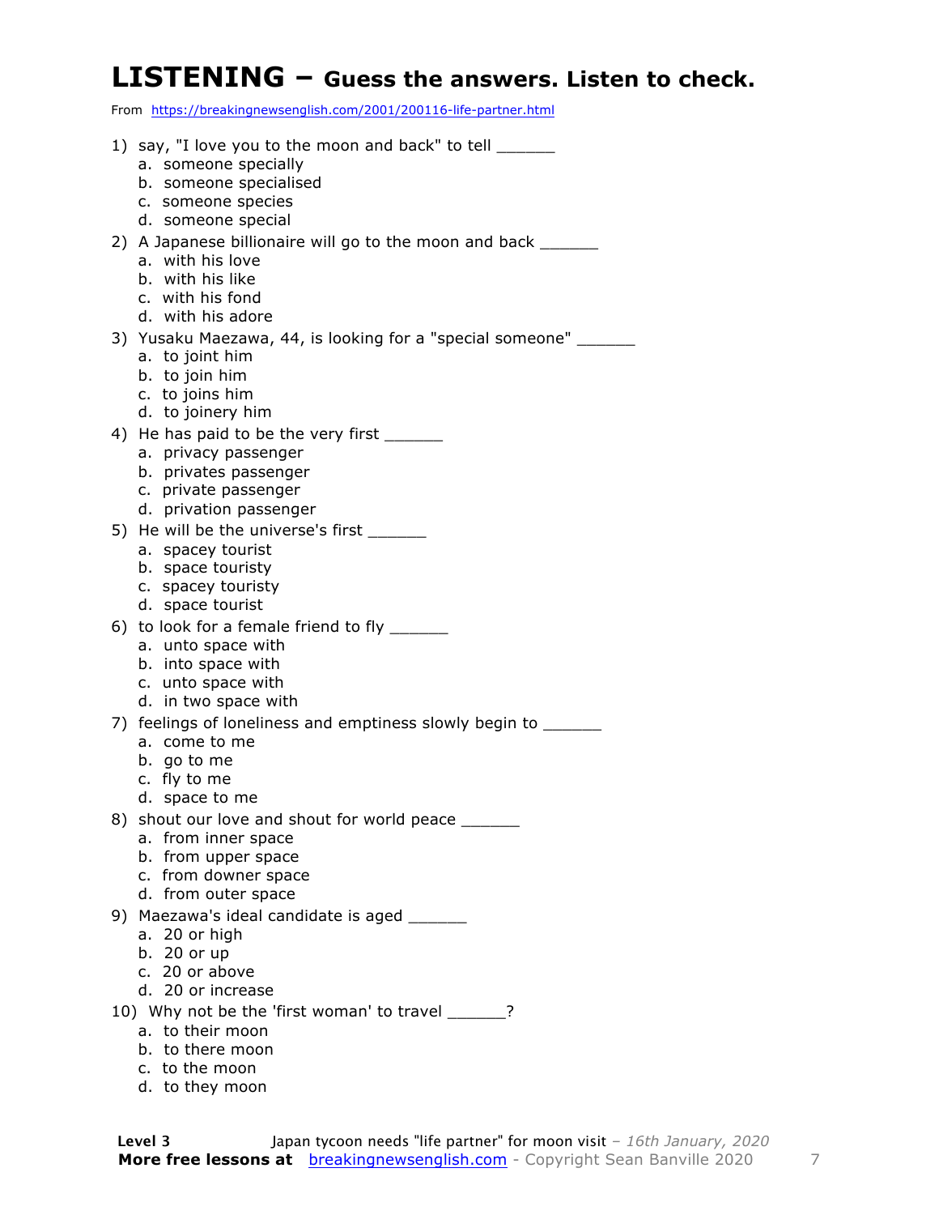# LISTENING – Guess the answers. Listen to check.

From https://breakingnewsenglish.com/2001/200116-life-partner.html

1) say, "I love you to the moon and back" to tell ______
   a. someone specially
   b. someone specialised
   c. someone species
   d. someone special

2) A Japanese billionaire will go to the moon and back ______
   a. with his love
   b. with his like
   c. with his fond
   d. with his adore

3) Yusaku Maezawa, 44, is looking for a "special someone" ______
   a. to joint him
   b. to join him
   c. to joins him
   d. to joinery him

4) He has paid to be the very first ______
   a. privacy passenger
   b. privates passenger
   c. private passenger
   d. privation passenger

5) He will be the universe's first ______
   a. spacey tourist
   b. space touristy
   c. spacey touristy
   d. space tourist

6) to look for a female friend to fly ______
   a. unto space with
   b. into space with
   c. unto space with
   d. in two space with

7) feelings of loneliness and emptiness slowly begin to ______
   a. come to me
   b. go to me
   c. fly to me
   d. space to me

8) shout our love and shout for world peace ______
   a. from inner space
   b. from upper space
   c. from downer space
   d. from outer space

9) Maezawa's ideal candidate is aged ______
   a. 20 or high
   b. 20 or up
   c. 20 or above
   d. 20 or increase

10) Why not be the 'first woman' to travel ______?
   a. to their moon
   b. to there moon
   c. to the moon
   d. to they moon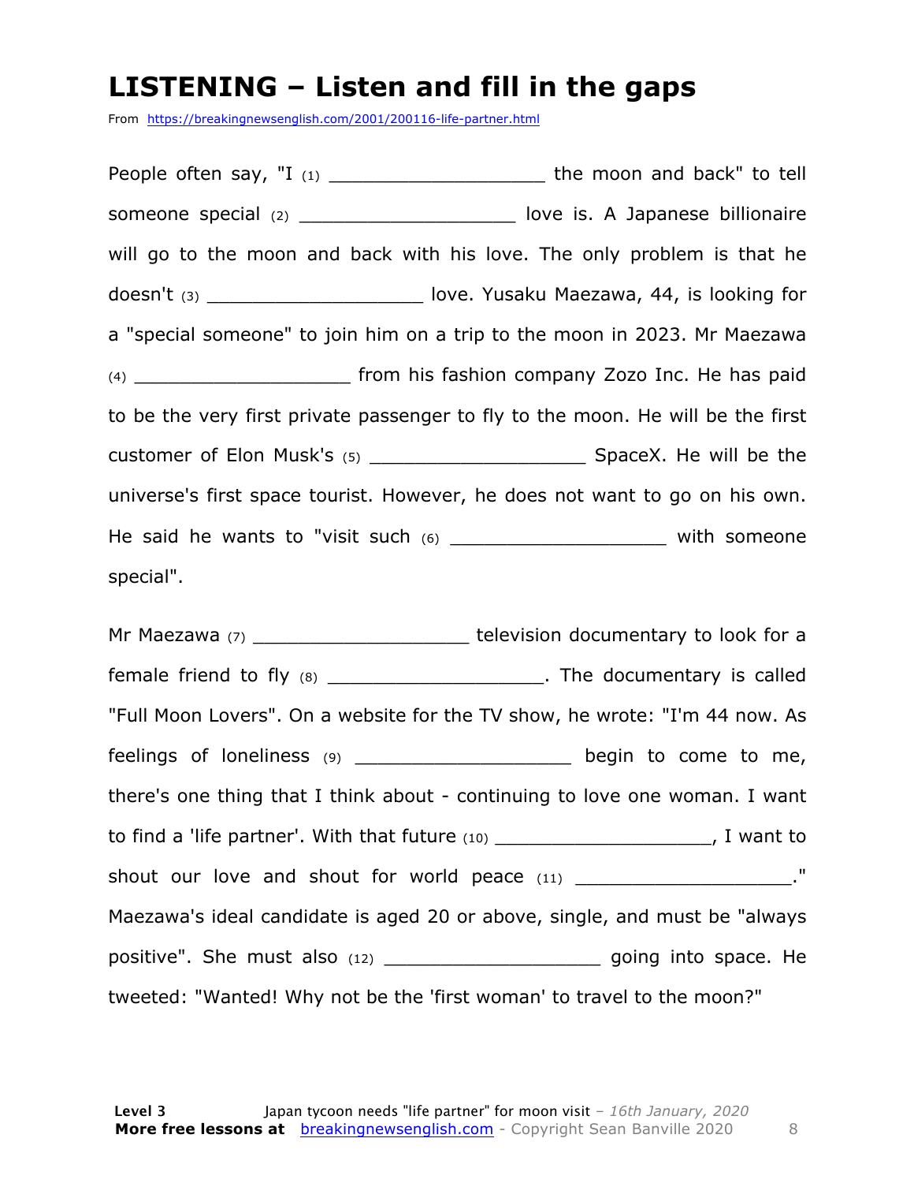# LISTENING – Listen and fill in the gaps

From https://breakingnewsenglish.com/2001/200116-life-partner.html

People often say, "I (1) ___________________ the moon and back" to tell someone special (2) ___________________ love is. A Japanese billionaire will go to the moon and back with his love. The only problem is that he doesn't (3) ___________________ love. Yusaku Maezawa, 44, is looking for a "special someone" to join him on a trip to the moon in 2023. Mr Maezawa (4) ___________________ from his fashion company Zozo Inc. He has paid to be the very first private passenger to fly to the moon. He will be the first customer of Elon Musk's (5) ___________________ SpaceX. He will be the universe's first space tourist. However, he does not want to go on his own. He said he wants to "visit such (6) ___________________ with someone special".

Mr Maezawa (7) ___________________ television documentary to look for a female friend to fly (8) ___________________. The documentary is called "Full Moon Lovers". On a website for the TV show, he wrote: "I'm 44 now. As feelings of loneliness (9) ___________________ begin to come to me, there's one thing that I think about - continuing to love one woman. I want to find a 'life partner'. With that future (10) ___________________, I want to shout our love and shout for world peace (11) ___________________." Maezawa's ideal candidate is aged 20 or above, single, and must be "always positive". She must also (12) ___________________ going into space. He tweeted: "Wanted! Why not be the 'first woman' to travel to the moon?"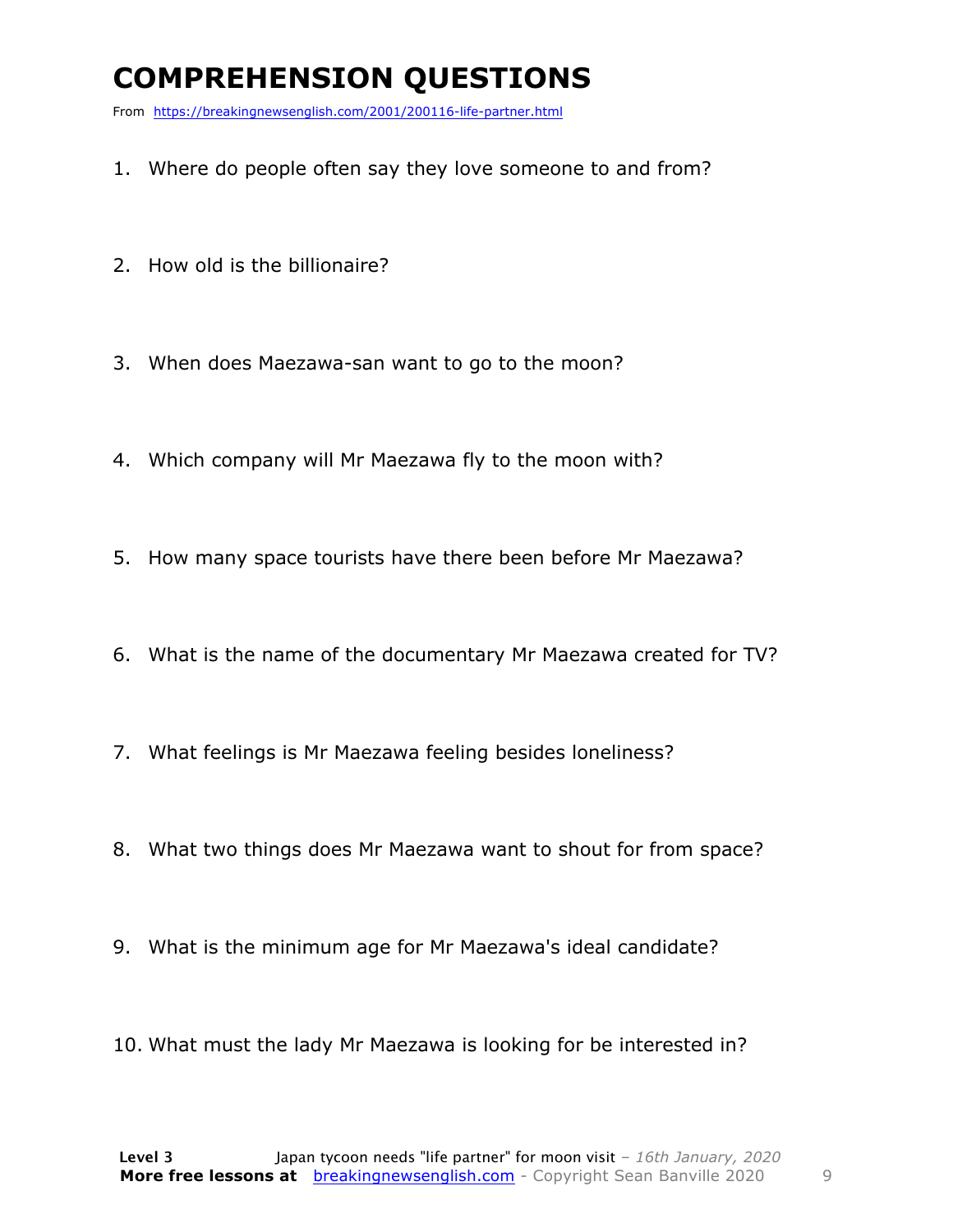# COMPREHENSION QUESTIONS

From https://breakingnewsenglish.com/2001/200116-life-partner.html

1. Where do people often say they love someone to and from?
2. How old is the billionaire?
3. When does Maezawa-san want to go to the moon?
4. Which company will Mr Maezawa fly to the moon with?
5. How many space tourists have there been before Mr Maezawa?
6. What is the name of the documentary Mr Maezawa created for TV?
7. What feelings is Mr Maezawa feeling besides loneliness?
8. What two things does Mr Maezawa want to shout for from space?
9. What is the minimum age for Mr Maezawa's ideal candidate?
10. What must the lady Mr Maezawa is looking for be interested in?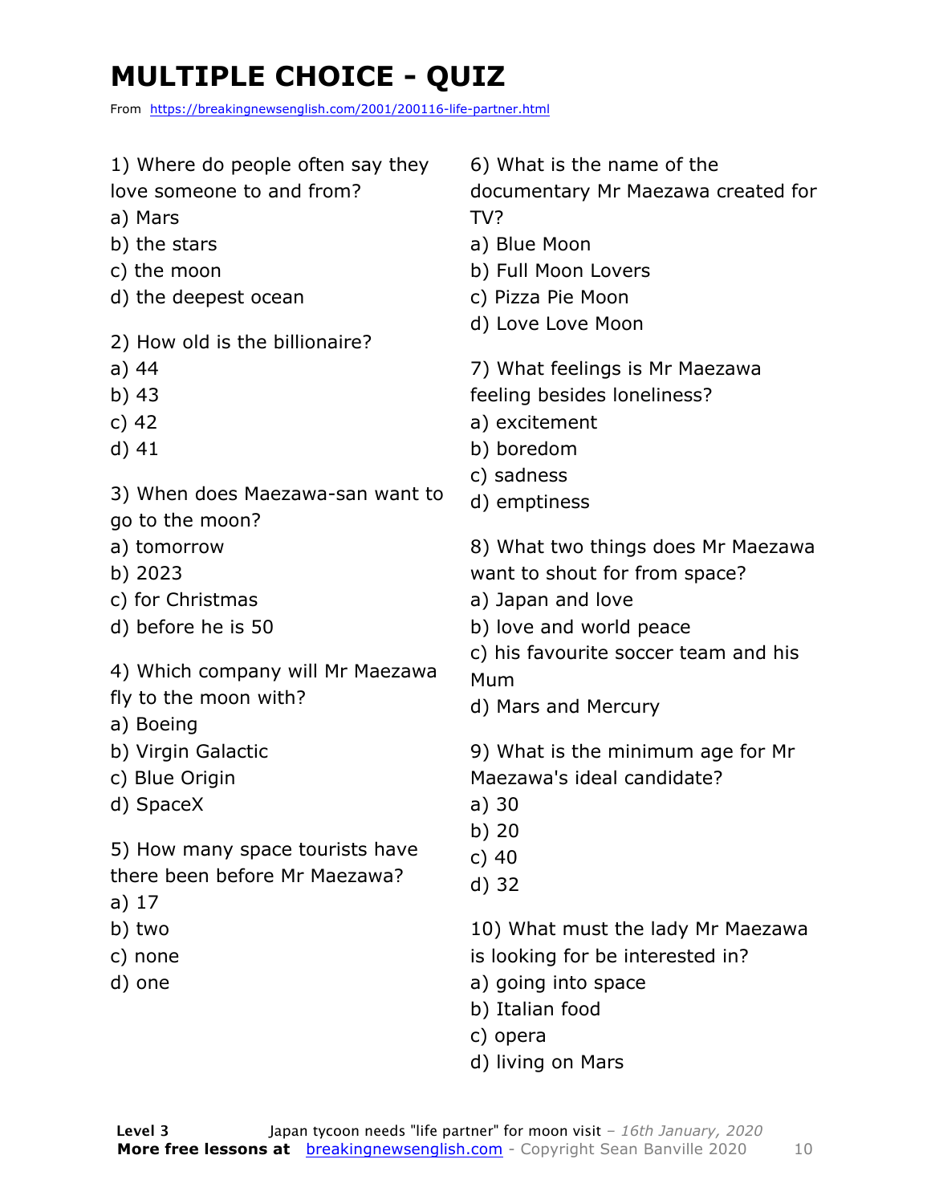# MULTIPLE CHOICE - QUIZ

From https://breakingnewsenglish.com/2001/200116-life-partner.html

1) Where do people often say they love someone to and from?

a) Mars
b) the stars
c) the moon
d) the deepest ocean

2) How old is the billionaire?

a) 44
b) 43
c) 42
d) 41

3) When does Maezawa-san want to go to the moon?

a) tomorrow
b) 2023
c) for Christmas
d) before he is 50

4) Which company will Mr Maezawa fly to the moon with?

a) Boeing
b) Virgin Galactic
c) Blue Origin
d) SpaceX

5) How many space tourists have there been before Mr Maezawa?

a) 17
b) two
c) none
d) one

6) What is the name of the documentary Mr Maezawa created for TV?

a) Blue Moon
b) Full Moon Lovers
c) Pizza Pie Moon
d) Love Love Moon

7) What feelings is Mr Maezawa feeling besides loneliness?

a) excitement
b) boredom
c) sadness
d) emptiness

8) What two things does Mr Maezawa want to shout for from space?

a) Japan and love
b) love and world peace
c) his favourite soccer team and his Mum
d) Mars and Mercury

9) What is the minimum age for Mr Maezawa's ideal candidate?

a) 30
b) 20
c) 40
d) 32

10) What must the lady Mr Maezawa is looking for be interested in?

a) going into space
b) Italian food
c) opera
d) living on Mars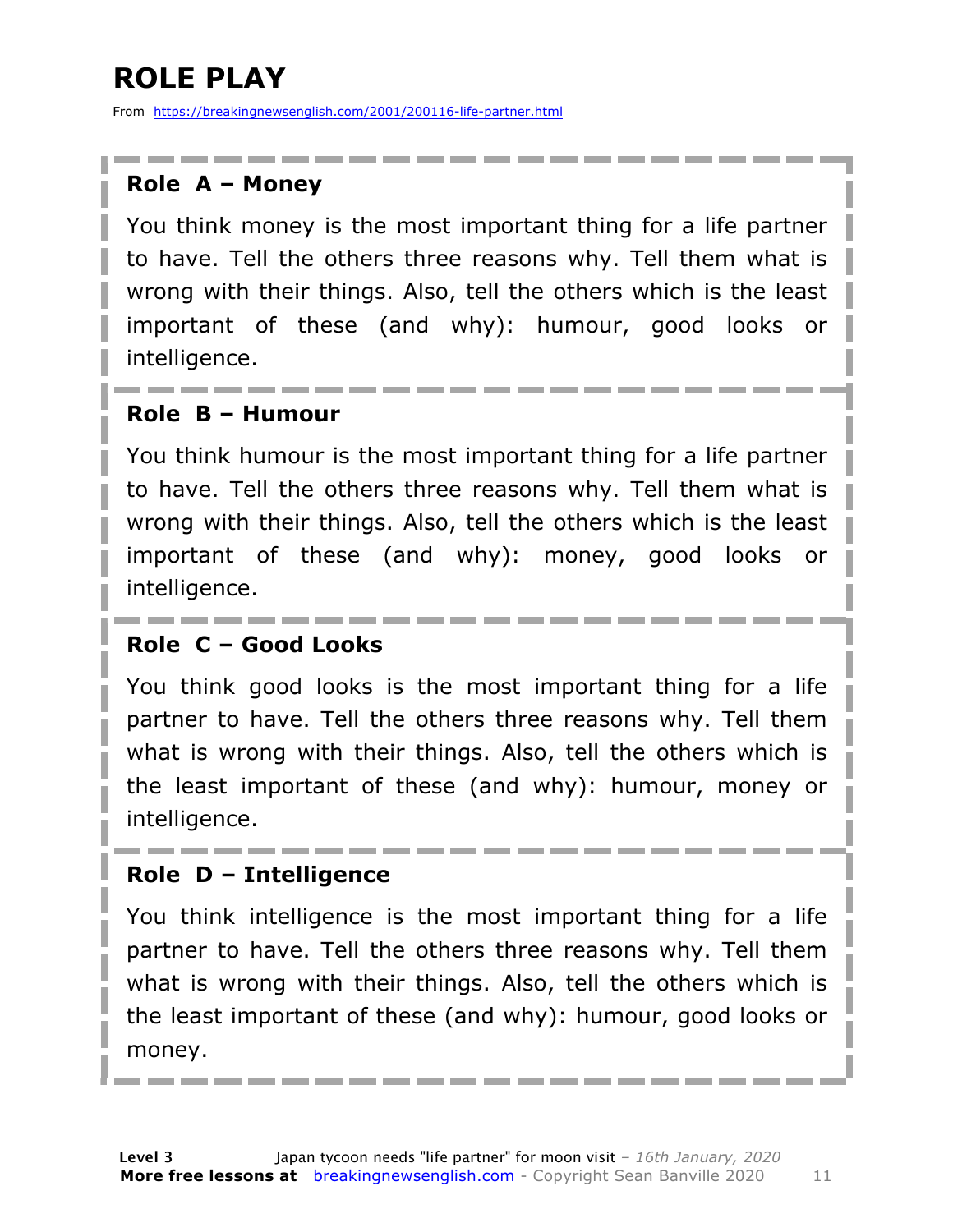# ROLE PLAY

From https://breakingnewsenglish.com/2001/200116-life-partner.html

### Role A – Money

You think money is the most important thing for a life partner to have. Tell the others three reasons why. Tell them what is wrong with their things. Also, tell the others which is the least important of these (and why): humour, good looks or intelligence.

### Role B – Humour

You think humour is the most important thing for a life partner to have. Tell the others three reasons why. Tell them what is wrong with their things. Also, tell the others which is the least important of these (and why): money, good looks or intelligence.

### Role C – Good Looks

You think good looks is the most important thing for a life partner to have. Tell the others three reasons why. Tell them what is wrong with their things. Also, tell the others which is the least important of these (and why): humour, money or intelligence.

### Role D – Intelligence

You think intelligence is the most important thing for a life partner to have. Tell the others three reasons why. Tell them what is wrong with their things. Also, tell the others which is the least important of these (and why): humour, good looks or money.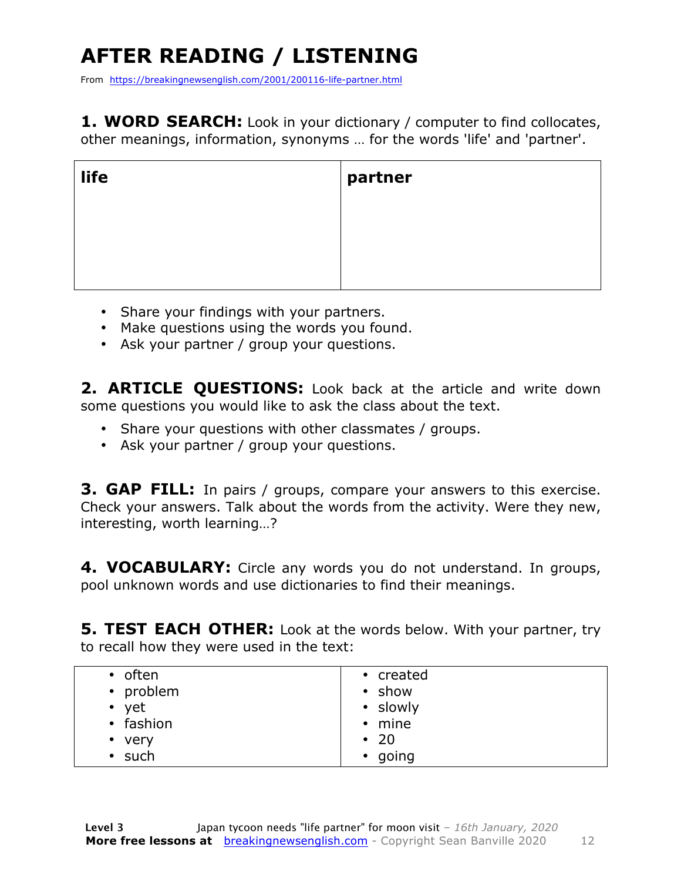# AFTER READING / LISTENING

From https://breakingnewsenglish.com/2001/200116-life-partner.html

**1. WORD SEARCH:** Look in your dictionary / computer to find collocates, other meanings, information, synonyms … for the words 'life' and 'partner'.

| life | partner |
|---|---|
| | |

- Share your findings with your partners.
- Make questions using the words you found.
- Ask your partner / group your questions.

**2. ARTICLE QUESTIONS:** Look back at the article and write down some questions you would like to ask the class about the text.

- Share your questions with other classmates / groups.
- Ask your partner / group your questions.

**3. GAP FILL:** In pairs / groups, compare your answers to this exercise. Check your answers. Talk about the words from the activity. Were they new, interesting, worth learning…?

**4. VOCABULARY:** Circle any words you do not understand. In groups, pool unknown words and use dictionaries to find their meanings.

**5. TEST EACH OTHER:** Look at the words below. With your partner, try to recall how they were used in the text:

| | |
|---|---|
| • often<br>• problem<br>• yet<br>• fashion<br>• very<br>• such | • created<br>• show<br>• slowly<br>• mine<br>• 20<br>• going |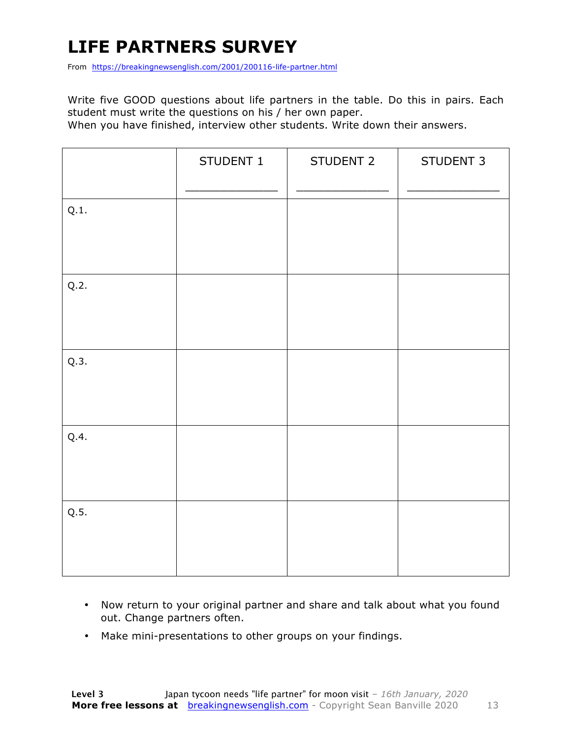# LIFE PARTNERS SURVEY

From https://breakingnewsenglish.com/2001/200116-life-partner.html

Write five GOOD questions about life partners in the table. Do this in pairs. Each student must write the questions on his / her own paper.

When you have finished, interview other students. Write down their answers.

| | STUDENT 1<br>_____________ | STUDENT 2<br>_____________ | STUDENT 3<br>_____________ |
|---|---|---|---|
| Q.1. | | | |
| Q.2. | | | |
| Q.3. | | | |
| Q.4. | | | |
| Q.5. | | | |

- Now return to your original partner and share and talk about what you found out. Change partners often.
- Make mini-presentations to other groups on your findings.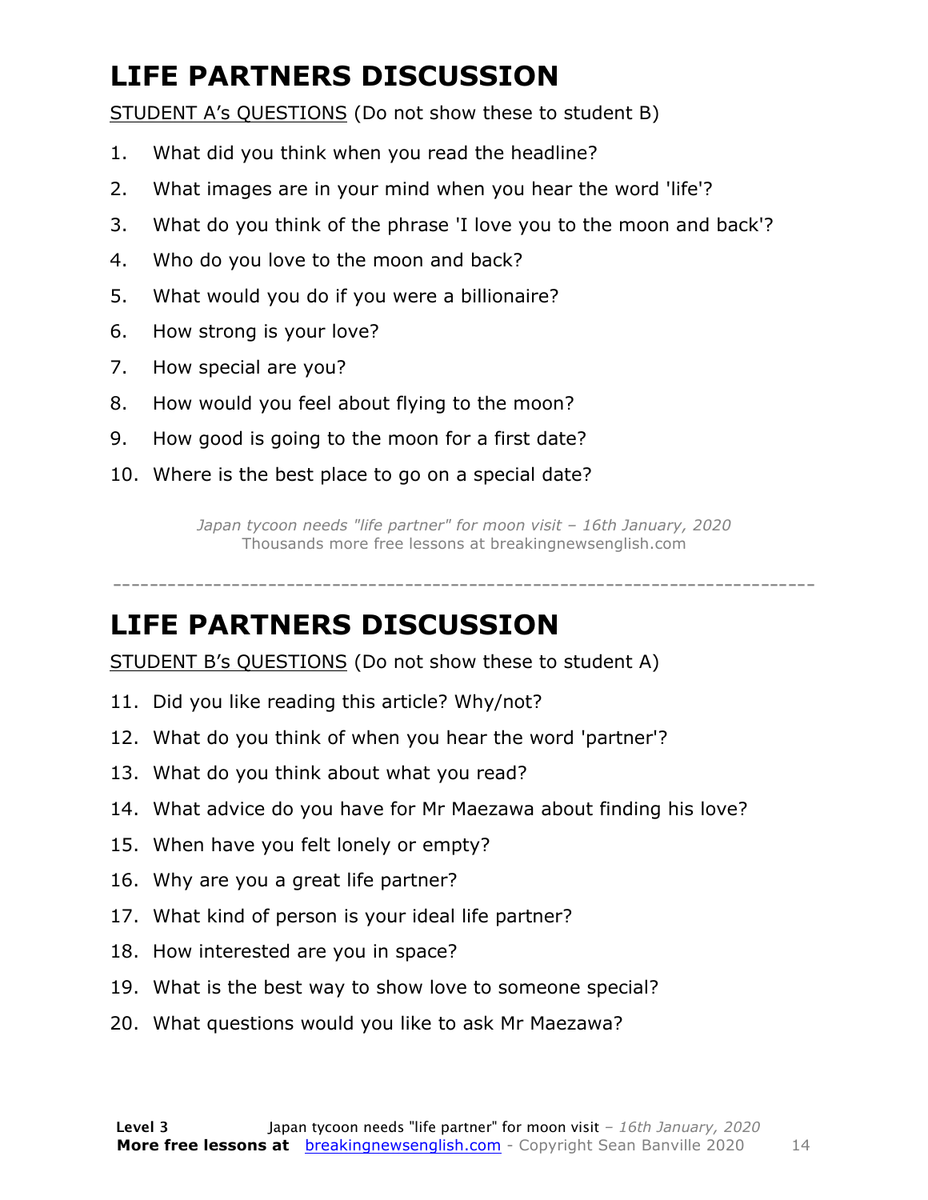# LIFE PARTNERS DISCUSSION

STUDENT A's QUESTIONS (Do not show these to student B)

1. What did you think when you read the headline?
2. What images are in your mind when you hear the word 'life'?
3. What do you think of the phrase 'I love you to the moon and back'?
4. Who do you love to the moon and back?
5. What would you do if you were a billionaire?
6. How strong is your love?
7. How special are you?
8. How would you feel about flying to the moon?
9. How good is going to the moon for a first date?
10. Where is the best place to go on a special date?

*Japan tycoon needs "life partner" for moon visit – 16th January, 2020*
Thousands more free lessons at breakingnewsenglish.com

---

# LIFE PARTNERS DISCUSSION

STUDENT B's QUESTIONS (Do not show these to student A)

11. Did you like reading this article? Why/not?
12. What do you think of when you hear the word 'partner'?
13. What do you think about what you read?
14. What advice do you have for Mr Maezawa about finding his love?
15. When have you felt lonely or empty?
16. Why are you a great life partner?
17. What kind of person is your ideal life partner?
18. How interested are you in space?
19. What is the best way to show love to someone special?
20. What questions would you like to ask Mr Maezawa?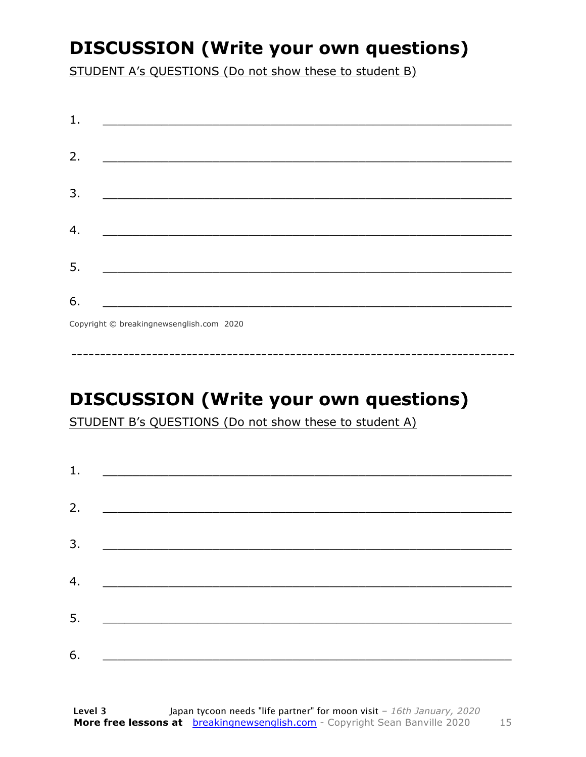# DISCUSSION (Write your own questions)

STUDENT A's QUESTIONS (Do not show these to student B)

1. ___________________________________________________________

2. ___________________________________________________________

3. ___________________________________________________________

4. ___________________________________________________________

5. ___________________________________________________________

6. ___________________________________________________________

Copyright © breakingnewsenglish.com 2020

---

# DISCUSSION (Write your own questions)

STUDENT B's QUESTIONS (Do not show these to student A)

1. ___________________________________________________________

2. ___________________________________________________________

3. ___________________________________________________________

4. ___________________________________________________________

5. ___________________________________________________________

6. ___________________________________________________________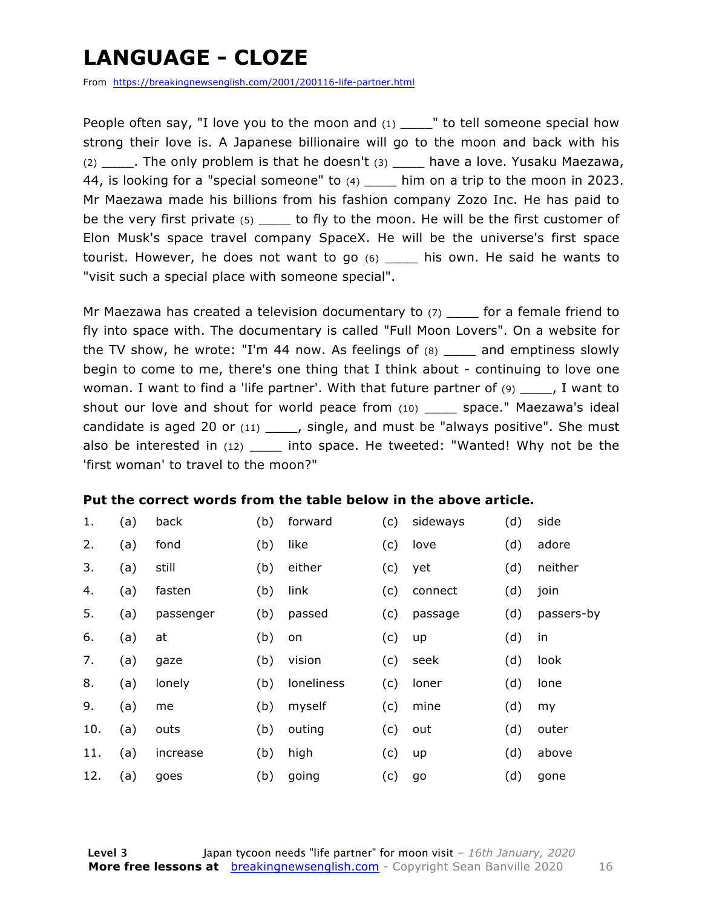# LANGUAGE - CLOZE

From https://breakingnewsenglish.com/2001/200116-life-partner.html

People often say, "I love you to the moon and (1) ____" to tell someone special how strong their love is. A Japanese billionaire will go to the moon and back with his (2) ____. The only problem is that he doesn't (3) ____ have a love. Yusaku Maezawa, 44, is looking for a "special someone" to (4) ____ him on a trip to the moon in 2023. Mr Maezawa made his billions from his fashion company Zozo Inc. He has paid to be the very first private (5) ____ to fly to the moon. He will be the first customer of Elon Musk's space travel company SpaceX. He will be the universe's first space tourist. However, he does not want to go (6) ____ his own. He said he wants to "visit such a special place with someone special".

Mr Maezawa has created a television documentary to (7) ____ for a female friend to fly into space with. The documentary is called "Full Moon Lovers". On a website for the TV show, he wrote: "I'm 44 now. As feelings of (8) ____ and emptiness slowly begin to come to me, there's one thing that I think about - continuing to love one woman. I want to find a 'life partner'. With that future partner of (9) ____, I want to shout our love and shout for world peace from (10) ____ space." Maezawa's ideal candidate is aged 20 or (11) ____, single, and must be "always positive". She must also be interested in (12) ____ into space. He tweeted: "Wanted! Why not be the 'first woman' to travel to the moon?"

**Put the correct words from the table below in the above article.**

| | | | | | | | | |
|---|---|---|---|---|---|---|---|---|
| 1. | (a) | back | (b) | forward | (c) | sideways | (d) | side |
| 2. | (a) | fond | (b) | like | (c) | love | (d) | adore |
| 3. | (a) | still | (b) | either | (c) | yet | (d) | neither |
| 4. | (a) | fasten | (b) | link | (c) | connect | (d) | join |
| 5. | (a) | passenger | (b) | passed | (c) | passage | (d) | passers-by |
| 6. | (a) | at | (b) | on | (c) | up | (d) | in |
| 7. | (a) | gaze | (b) | vision | (c) | seek | (d) | look |
| 8. | (a) | lonely | (b) | loneliness | (c) | loner | (d) | lone |
| 9. | (a) | me | (b) | myself | (c) | mine | (d) | my |
| 10. | (a) | outs | (b) | outing | (c) | out | (d) | outer |
| 11. | (a) | increase | (b) | high | (c) | up | (d) | above |
| 12. | (a) | goes | (b) | going | (c) | go | (d) | gone |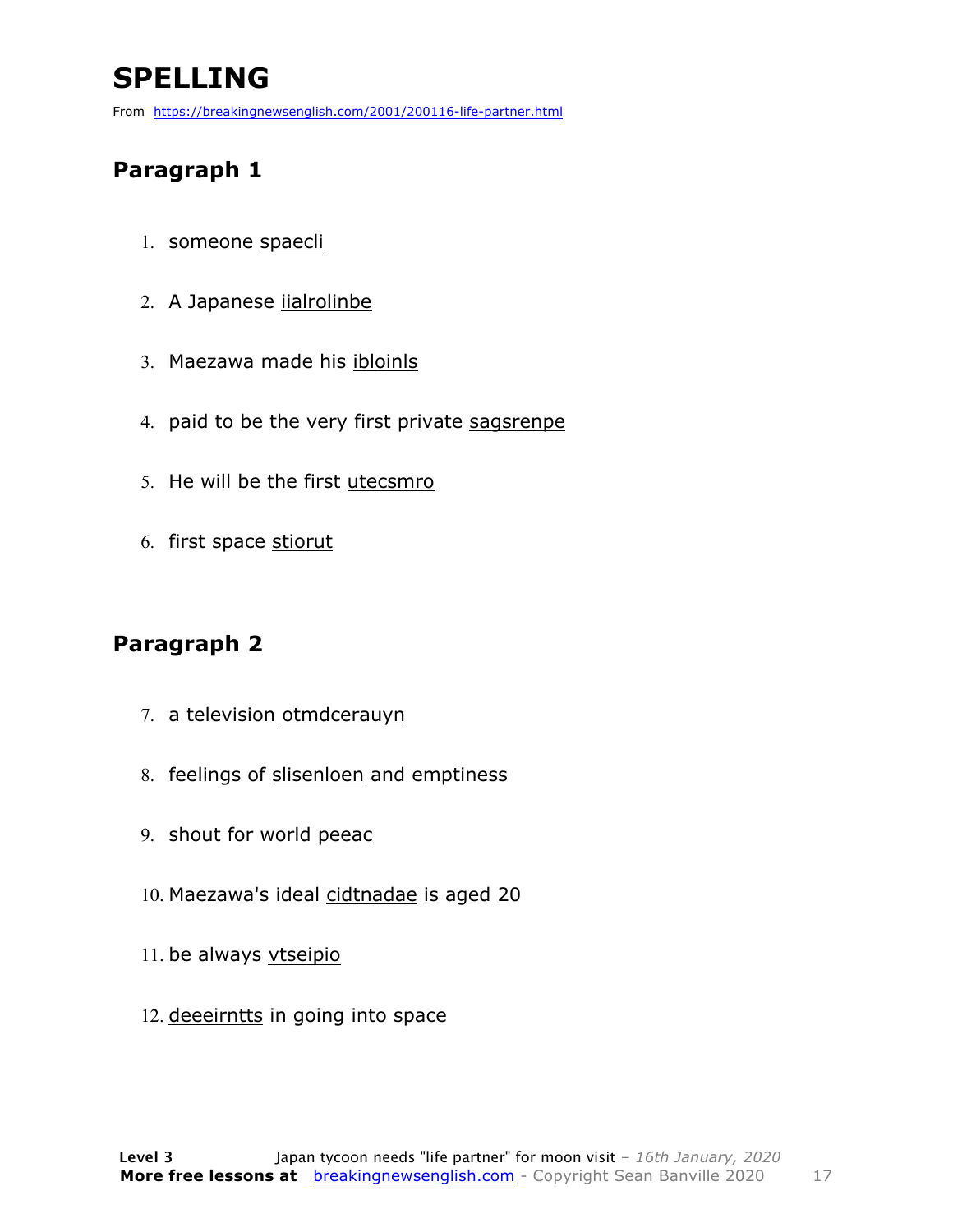# SPELLING

From https://breakingnewsenglish.com/2001/200116-life-partner.html

## Paragraph 1

1. someone spaecli
2. A Japanese iialrolinbe
3. Maezawa made his ibloinls
4. paid to be the very first private sagsrenpe
5. He will be the first utecsmro
6. first space stiorut

## Paragraph 2

7. a television otmdcerauyn
8. feelings of slisenloen and emptiness
9. shout for world peeac
10. Maezawa's ideal cidtnadae is aged 20
11. be always vtseipio
12. deeeirntts in going into space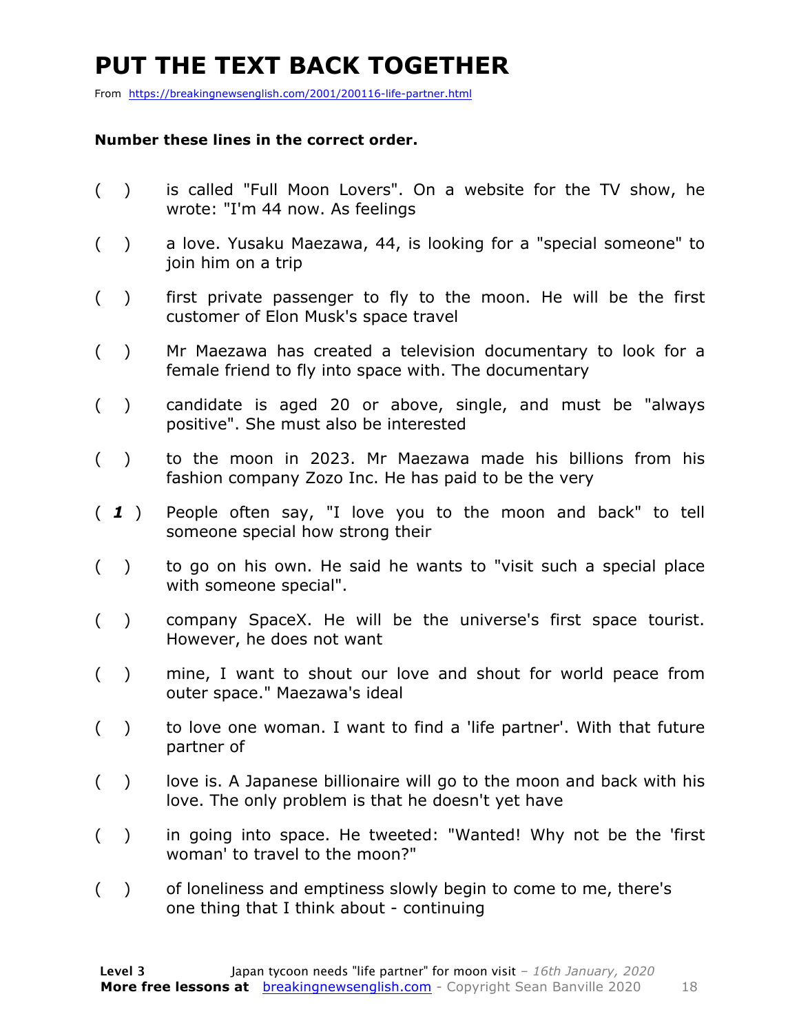# PUT THE TEXT BACK TOGETHER

From https://breakingnewsenglish.com/2001/200116-life-partner.html

**Number these lines in the correct order.**

( ) is called "Full Moon Lovers". On a website for the TV show, he wrote: "I'm 44 now. As feelings

( ) a love. Yusaku Maezawa, 44, is looking for a "special someone" to join him on a trip

( ) first private passenger to fly to the moon. He will be the first customer of Elon Musk's space travel

( ) Mr Maezawa has created a television documentary to look for a female friend to fly into space with. The documentary

( ) candidate is aged 20 or above, single, and must be "always positive". She must also be interested

( ) to the moon in 2023. Mr Maezawa made his billions from his fashion company Zozo Inc. He has paid to be the very

( ***1*** ) People often say, "I love you to the moon and back" to tell someone special how strong their

( ) to go on his own. He said he wants to "visit such a special place with someone special".

( ) company SpaceX. He will be the universe's first space tourist. However, he does not want

( ) mine, I want to shout our love and shout for world peace from outer space." Maezawa's ideal

( ) to love one woman. I want to find a 'life partner'. With that future partner of

( ) love is. A Japanese billionaire will go to the moon and back with his love. The only problem is that he doesn't yet have

( ) in going into space. He tweeted: "Wanted! Why not be the 'first woman' to travel to the moon?"

( ) of loneliness and emptiness slowly begin to come to me, there's one thing that I think about - continuing

**Level 3** Japan tycoon needs "life partner" for moon visit – *16th January, 2020*
**More free lessons at** breakingnewsenglish.com - Copyright Sean Banville 2020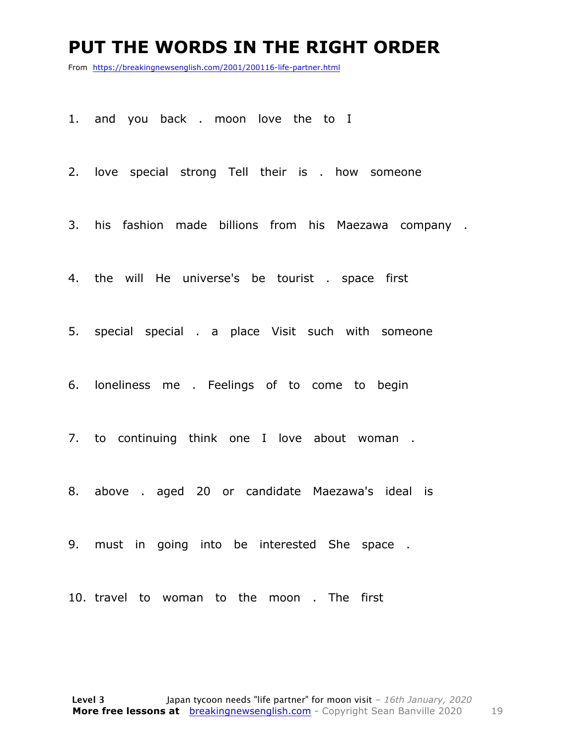# PUT THE WORDS IN THE RIGHT ORDER

From https://breakingnewsenglish.com/2001/200116-life-partner.html

1. and you back . moon love the to I

2. love special strong Tell their is . how someone

3. his fashion made billions from his Maezawa company .

4. the will He universe's be tourist . space first

5. special special . a place Visit such with someone

6. loneliness me . Feelings of to come to begin

7. to continuing think one I love about woman .

8. above . aged 20 or candidate Maezawa's ideal is

9. must in going into be interested She space .

10. travel to woman to the moon . The first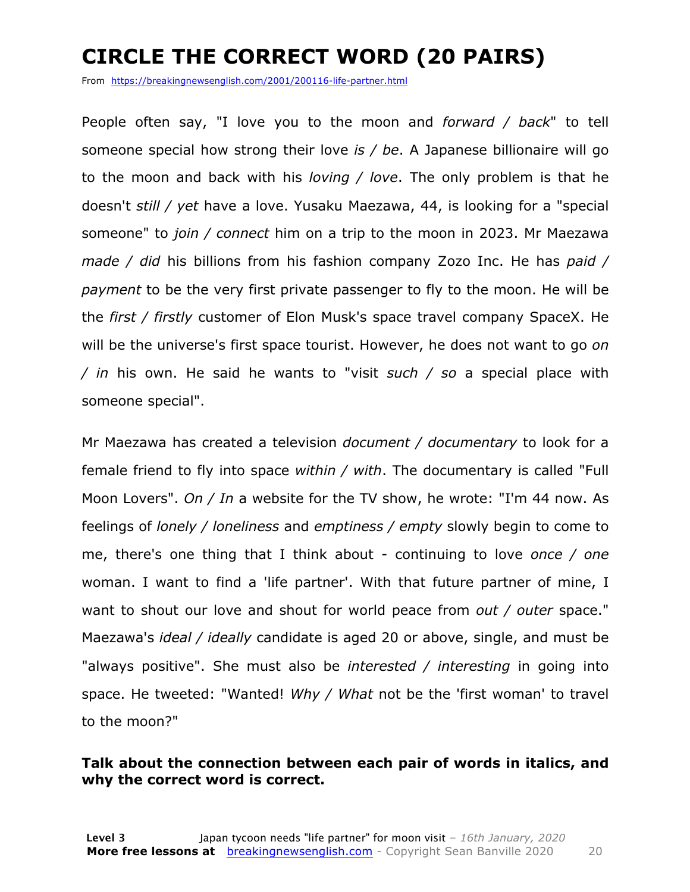# CIRCLE THE CORRECT WORD (20 PAIRS)

From https://breakingnewsenglish.com/2001/200116-life-partner.html

People often say, "I love you to the moon and *forward / back*" to tell someone special how strong their love *is / be*. A Japanese billionaire will go to the moon and back with his *loving / love*. The only problem is that he doesn't *still / yet* have a love. Yusaku Maezawa, 44, is looking for a "special someone" to *join / connect* him on a trip to the moon in 2023. Mr Maezawa *made / did* his billions from his fashion company Zozo Inc. He has *paid / payment* to be the very first private passenger to fly to the moon. He will be the *first / firstly* customer of Elon Musk's space travel company SpaceX. He will be the universe's first space tourist. However, he does not want to go *on / in* his own. He said he wants to "visit *such / so* a special place with someone special".

Mr Maezawa has created a television *document / documentary* to look for a female friend to fly into space *within / with*. The documentary is called "Full Moon Lovers". *On / In* a website for the TV show, he wrote: "I'm 44 now. As feelings of *lonely / loneliness* and *emptiness / empty* slowly begin to come to me, there's one thing that I think about - continuing to love *once / one* woman. I want to find a 'life partner'. With that future partner of mine, I want to shout our love and shout for world peace from *out / outer* space." Maezawa's *ideal / ideally* candidate is aged 20 or above, single, and must be "always positive". She must also be *interested / interesting* in going into space. He tweeted: "Wanted! *Why / What* not be the 'first woman' to travel to the moon?"

**Talk about the connection between each pair of words in italics, and why the correct word is correct.**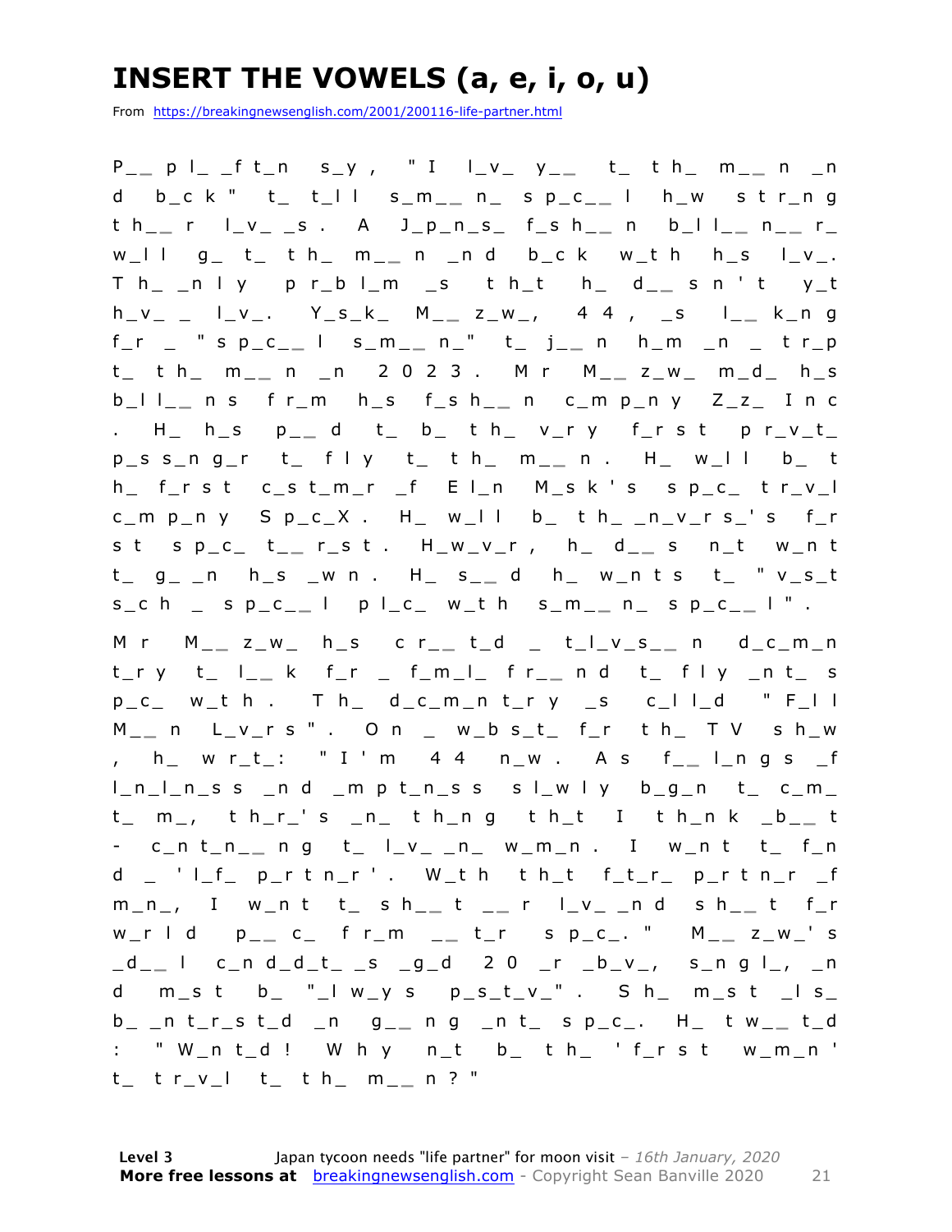# INSERT THE VOWELS (a, e, i, o, u)

From https://breakingnewsenglish.com/2001/200116-life-partner.html

P_ _ p l_ _f t_n s_y , " I l_v_ y_ _ t_ t h_ m_ _ n _n d b_c k " t_ t_l l s_m_ _ n_ s p_c_ _ l h_w s t r_n g t h_ _ r l_v_ _s . A J_p_n_s_ f_s h_ _ n b_l l_ _ n_ _ r_ w_l l g_ t_ t h_ m_ _ n _n d b_c k w_t h h_s l_v_. T h_ _n l y p r_b l_m _s t h_t h_ d_ _ s n ' t y_t h_v_ _ l_v_. Y_s_k_ M_ _ z_w_, 4 4 , _s l_ _ k_n g f_r _ " s p_c_ _ l s_m_ _ n_" t_ j_ _ n h_m _n _ t r_p t_ t h_ m_ _ n _n 2 0 2 3 . M r M_ _ z_w_ m_d_ h_s b_l l_ _ n s f r_m h_s f_s h_ _ n c_m p_n y Z_z_ I n c . H_ h_s p_ _ d t_ b_ t h_ v_r y f_r s t p r_v_t_ p_s s_n g_r t_ f l y t_ t h_ m_ _ n . H_ w_l l b_ t h_ f_r s t c_s t_m_r _f E l_n M_s k ' s s p_c_ t r_v_l c_m p_n y S p_c_X . H_ w_l l b_ t h_ _n_v_r s_' s f_r s t s p_c_ t_ _ r_s t . H_w_v_r , h_ d_ _ s n_t w_n t t_ g_ _n h_s _w n . H_ s_ _ d h_ w_n t s t_ " v_s_t s_c h _ s p_c_ _ l p l_c_ w_t h s_m_ _ n_ s p_c_ _ l " .

M r M_ _ z_w_ h_s c r_ _ t_d _ t_l_v_s_ _ n d_c_m_n t_r y t_ l_ _ k f_r _ f_m_l_ f r_ _ n d t_ f l y _n t_ s p_c_ w_t h . T h_ d_c_m_n t_r y _s c_l l_d " F_l l M_ _ n L_v_r s " . O n _ w_b s_t_ f_r t h_ T V s h_w , h_ w r_t_: " I ' m 4 4 n_w . A s f_ _ l_n g s _f l_n_l_n_s s _n d _m p t_n_s s s l_w l y b_g_n t_ c_m_ t_ m_, t h_r_' s _n_ t h_n g t h_t I t h_n k _b_ _ t - c_n t_n_ _ n g t_ l_v_ _n_ w_m_n . I w_n t t_ f_n d _ ' l_f_ p_r t n_r ' . W_t h t h_t f_t_r_ p_r t n_r _f m_n_, I w_n t t_ s h_ _ t _ _ r l_v_ _n d s h_ _ t f_r w_r l d p_ _ c_ f r_m _ _ t_r s p_c_. " M_ _ z_w_' s _d_ _ l c_n d_d_t_ _s _g_d 2 0 _r _b_v_, s_n g l_, _n d m_s t b_ "_l w_y s p_s_t_v_" . S h_ m_s t _l s_ b_ _n t_r_s t_d _n g_ _ n g _n t_ s p_c_. H_ t w_ _ t_d : " W_n t_d ! W h y n_t b_ t h_ ' f_r s t w_m_n ' t_ t r_v_l t_ t h_ m_ _ n ? "

**Level 3** Japan tycoon needs "life partner" for moon visit – *16th January, 2020*
**More free lessons at** breakingnewsenglish.com - Copyright Sean Banville 2020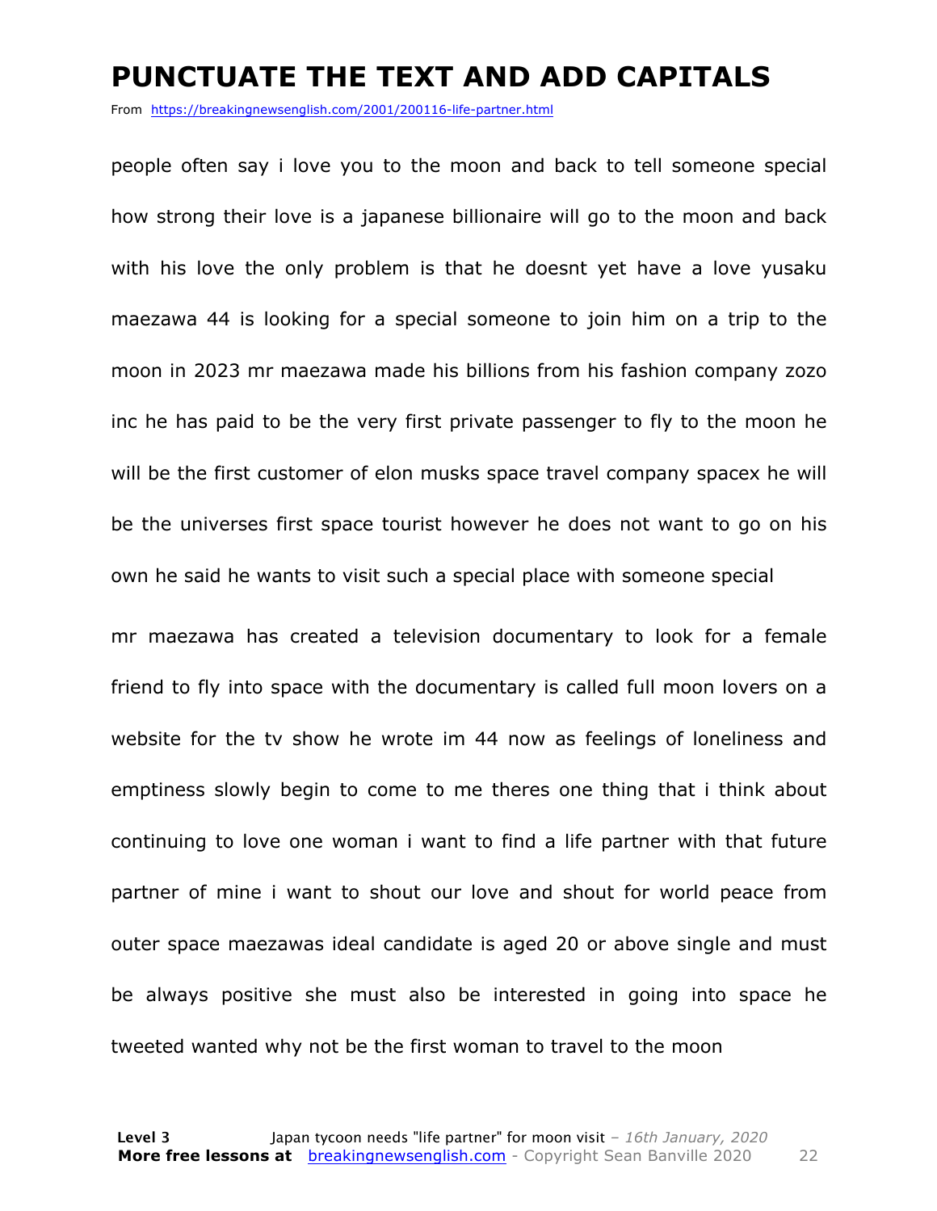# PUNCTUATE THE TEXT AND ADD CAPITALS

From https://breakingnewsenglish.com/2001/200116-life-partner.html

people often say i love you to the moon and back to tell someone special how strong their love is a japanese billionaire will go to the moon and back with his love the only problem is that he doesnt yet have a love yusaku maezawa 44 is looking for a special someone to join him on a trip to the moon in 2023 mr maezawa made his billions from his fashion company zozo inc he has paid to be the very first private passenger to fly to the moon he will be the first customer of elon musks space travel company spacex he will be the universes first space tourist however he does not want to go on his own he said he wants to visit such a special place with someone special

mr maezawa has created a television documentary to look for a female friend to fly into space with the documentary is called full moon lovers on a website for the tv show he wrote im 44 now as feelings of loneliness and emptiness slowly begin to come to me theres one thing that i think about continuing to love one woman i want to find a life partner with that future partner of mine i want to shout our love and shout for world peace from outer space maezawas ideal candidate is aged 20 or above single and must be always positive she must also be interested in going into space he tweeted wanted why not be the first woman to travel to the moon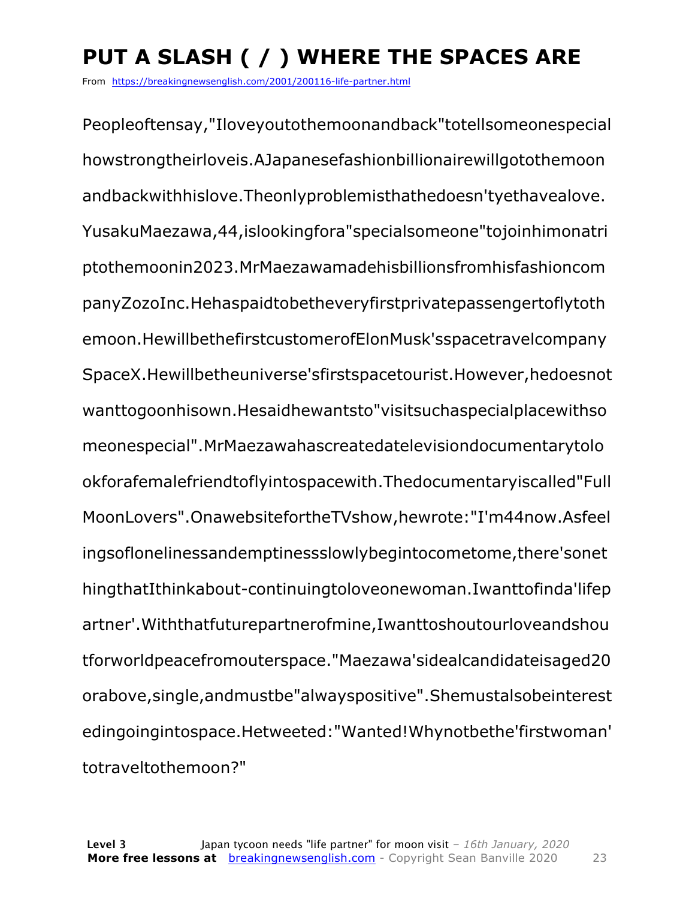# PUT A SLASH ( / ) WHERE THE SPACES ARE

From https://breakingnewsenglish.com/2001/200116-life-partner.html

Peopleoftensay,"Iloveyoutothemoonandback"totellsomeonespecial howstrongtheirloveis.AJapanesefashionbillionairewillgotothemoon andbackwithhislove.Theonlyproblemisthathedoesn'tyethavealove. YusakuMaezawa,44,islookingfora"specialsomeone"tojoinhimonatri ptothemoonin2023.MrMaezawamadehisbillionsfromhisfashioncom panyZozoInc.Hehaspaidtobetheveryfirstprivatepassengertoflytoth emoon.HewillbethefirstcustomerofElonMusk'sspacetravelcompany SpaceX.Hewillbetheuniverse'sfirstspacetourist.However,hedoesnot wanttogoonhisown.Hesaidhewantsto"visitsuchaspecialplacewithso meonespecial".MrMaezawahascreatedatelevisiondocumentarytolo okforafemalefriendtoflyintospacewith.Thedocumentaryiscalled"Full MoonLovers".OnawebsitefortheTVshow,hewrote:"I'm44now.Asfeel ingsoflonelinessandemptinessslowlybegintocometome,there'sonet hingthatIthinkabout-continuingtoloveonewoman.Iwanttofinda'lifep artner'.Withthatfuturepartnerofmine,Iwanttoshoutourloveandshou tforworldpeacefromouterspace."Maezawa'sidealcandidateisaged20 orabove,single,andmustbe"alwayspositive".Shemustalsobeinterest edingoingintospace.Hetweeted:"Wanted!Whynotbethe'firstwoman' totraveltothemoon?"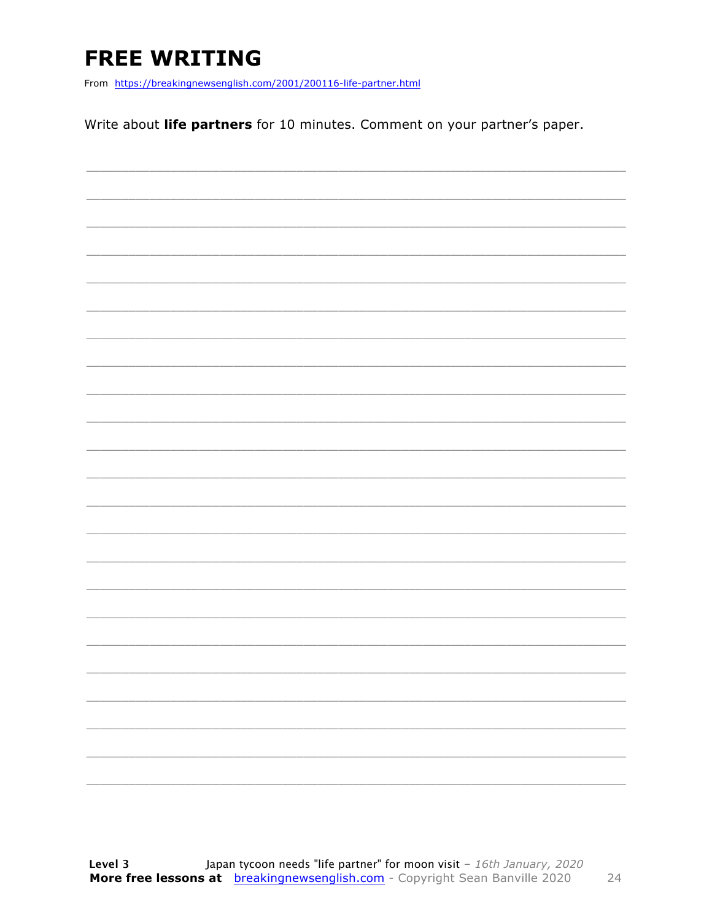# FREE WRITING

From https://breakingnewsenglish.com/2001/200116-life-partner.html

Write about **life partners** for 10 minutes. Comment on your partner's paper.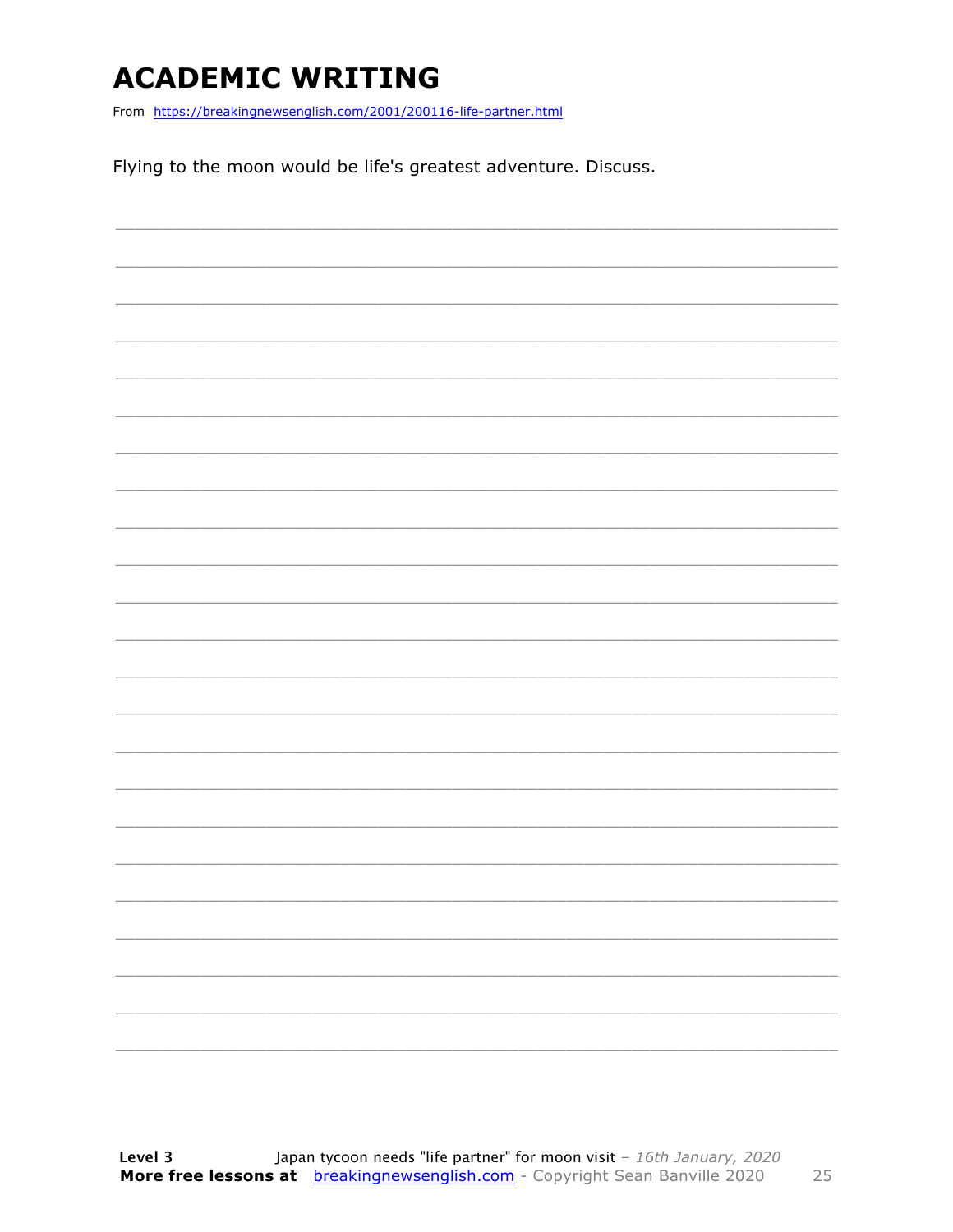# ACADEMIC WRITING

From https://breakingnewsenglish.com/2001/200116-life-partner.html

Flying to the moon would be life's greatest adventure. Discuss.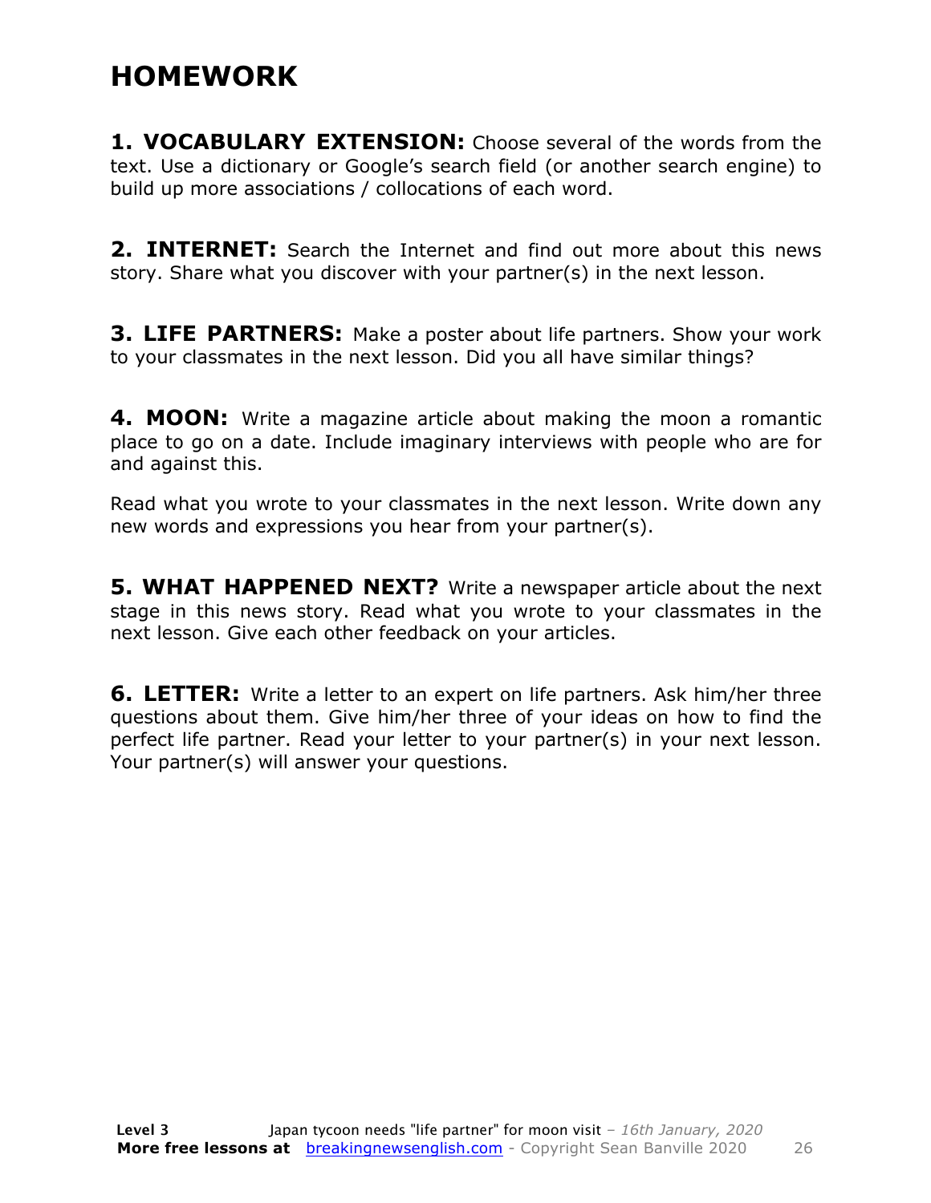# HOMEWORK

**1. VOCABULARY EXTENSION:** Choose several of the words from the text. Use a dictionary or Google's search field (or another search engine) to build up more associations / collocations of each word.

**2. INTERNET:** Search the Internet and find out more about this news story. Share what you discover with your partner(s) in the next lesson.

**3. LIFE PARTNERS:** Make a poster about life partners. Show your work to your classmates in the next lesson. Did you all have similar things?

**4. MOON:** Write a magazine article about making the moon a romantic place to go on a date. Include imaginary interviews with people who are for and against this.

Read what you wrote to your classmates in the next lesson. Write down any new words and expressions you hear from your partner(s).

**5. WHAT HAPPENED NEXT?** Write a newspaper article about the next stage in this news story. Read what you wrote to your classmates in the next lesson. Give each other feedback on your articles.

**6. LETTER:** Write a letter to an expert on life partners. Ask him/her three questions about them. Give him/her three of your ideas on how to find the perfect life partner. Read your letter to your partner(s) in your next lesson. Your partner(s) will answer your questions.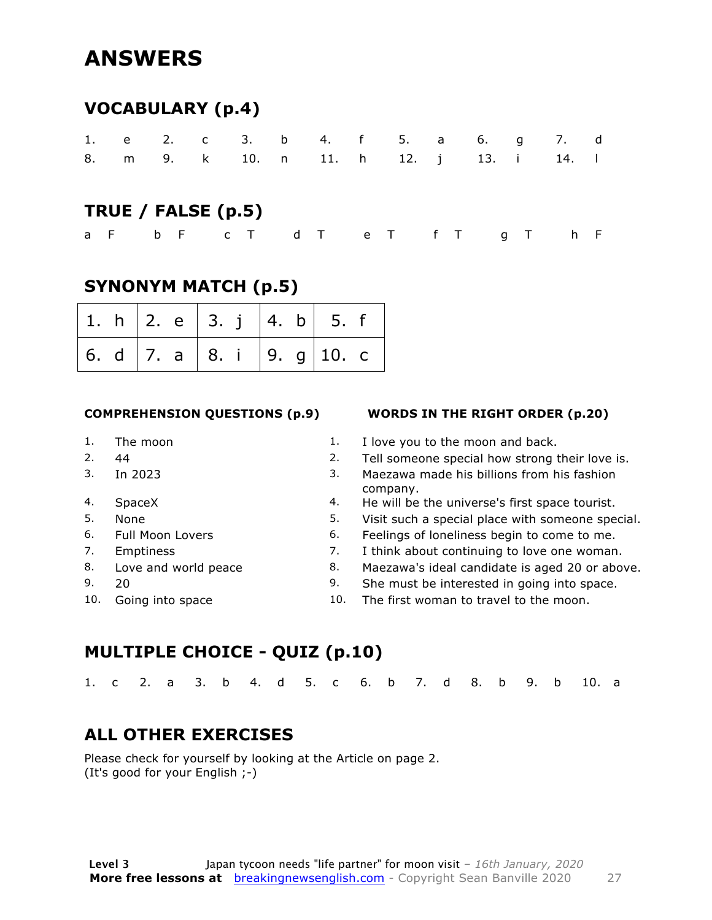# ANSWERS

## VOCABULARY (p.4)

| | | | | | | | | | | | | | |
|---|---|---|---|---|---|---|---|---|---|---|---|---|---|
| 1. | e | 2. | c | 3. | b | 4. | f | 5. | a | 6. | g | 7. | d |
| 8. | m | 9. | k | 10. | n | 11. | h | 12. | j | 13. | i | 14. | l |

## TRUE / FALSE (p.5)

| | | | | | | | | | | | | | | | |
|---|---|---|---|---|---|---|---|---|---|---|---|---|---|---|---|
| a | F | b | F | c | T | d | T | e | T | f | T | g | T | h | F |

## SYNONYM MATCH (p.5)

| | | | | |
|---|---|---|---|---|
| 1. h | 2. e | 3. j | 4. b | 5. f |
| 6. d | 7. a | 8. i | 9. g | 10. c |

### COMPREHENSION QUESTIONS (p.9)

1. The moon
2. 44
3. In 2023
4. SpaceX
5. None
6. Full Moon Lovers
7. Emptiness
8. Love and world peace
9. 20
10. Going into space

### WORDS IN THE RIGHT ORDER (p.20)

1. I love you to the moon and back.
2. Tell someone special how strong their love is.
3. Maezawa made his billions from his fashion company.
4. He will be the universe's first space tourist.
5. Visit such a special place with someone special.
6. Feelings of loneliness begin to come to me.
7. I think about continuing to love one woman.
8. Maezawa's ideal candidate is aged 20 or above.
9. She must be interested in going into space.
10. The first woman to travel to the moon.

## MULTIPLE CHOICE - QUIZ (p.10)

| | | | | | | | | | | | | | | | | | | | |
|---|---|---|---|---|---|---|---|---|---|---|---|---|---|---|---|---|---|---|---|
| 1. | c | 2. | a | 3. | b | 4. | d | 5. | c | 6. | b | 7. | d | 8. | b | 9. | b | 10. | a |

## ALL OTHER EXERCISES

Please check for yourself by looking at the Article on page 2.
(It's good for your English ;-)